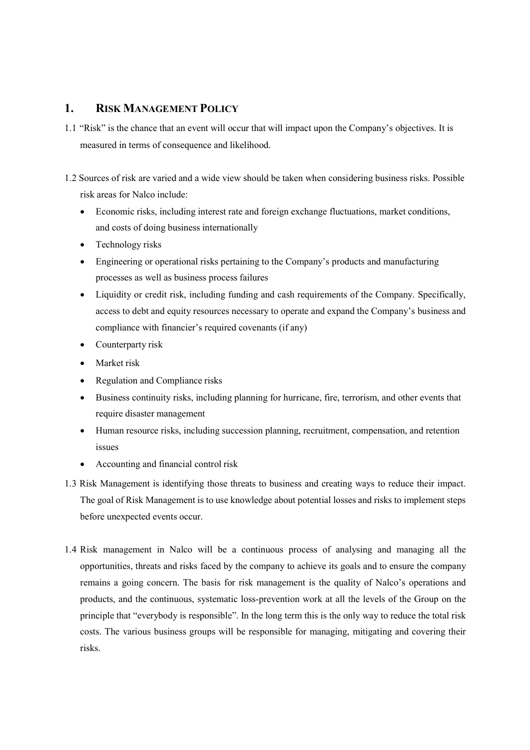## 1. RISK MANAGEMENT POLICY

1.1 "Risk" is the chance that an event will occur that will impact upon the Company's objectives. It is measured in terms of consequence and likelihood.

1.2 Sources of risk are varied and a wide view should be taken when considering business risks. Possible risk areas for Nalco include:

- Economic risks, including interest rate and foreign exchange fluctuations, market conditions, and costs of doing business internationally
- Technology risks
- Engineering or operational risks pertaining to the Company's products and manufacturing processes as well as business process failures
- Liquidity or credit risk, including funding and cash requirements of the Company. Specifically, access to debt and equity resources necessary to operate and expand the Company's business and compliance with financier's required covenants (if any)
- Counterparty risk
- Market risk
- Regulation and Compliance risks
- Business continuity risks, including planning for hurricane, fire, terrorism, and other events that require disaster management
- Human resource risks, including succession planning, recruitment, compensation, and retention issues
- Accounting and financial control risk

1.3 Risk Management is identifying those threats to business and creating ways to reduce their impact. The goal of Risk Management is to use knowledge about potential losses and risks to implement steps before unexpected events occur.

1.4 Risk management in Nalco will be a continuous process of analysing and managing all the opportunities, threats and risks faced by the company to achieve its goals and to ensure the company remains a going concern. The basis for risk management is the quality of Nalco's operations and products, and the continuous, systematic loss-prevention work at all the levels of the Group on the principle that "everybody is responsible". In the long term this is the only way to reduce the total risk costs. The various business groups will be responsible for managing, mitigating and covering their risks.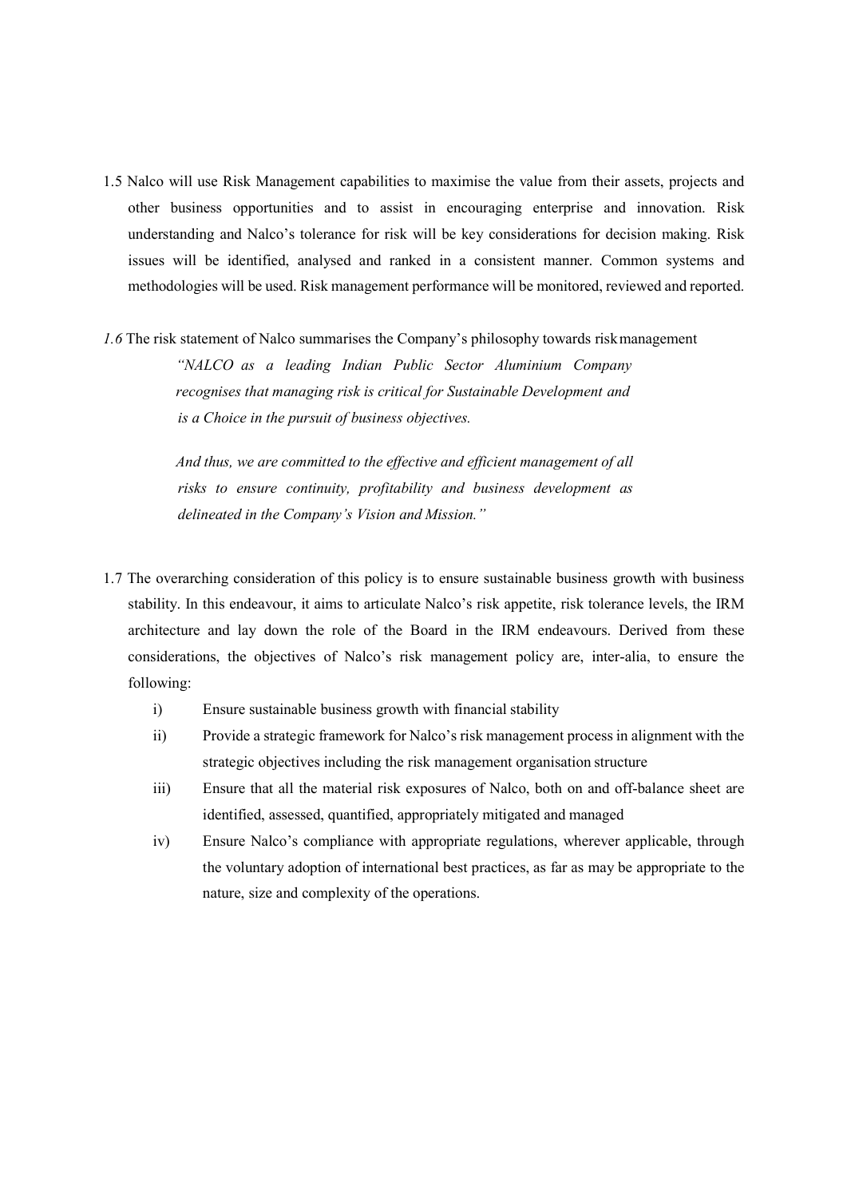1.5 Nalco will use Risk Management capabilities to maximise the value from their assets, projects and other business opportunities and to assist in encouraging enterprise and innovation. Risk understanding and Nalco's tolerance for risk will be key considerations for decision making. Risk issues will be identified, analysed and ranked in a consistent manner. Common systems and methodologies will be used. Risk management performance will be monitored, reviewed and reported.

*1.6* The risk statement of Nalco summarises the Company's philosophy towards risk management

> *"NALCO as a leading Indian Public Sector Aluminium Company recognises that managing risk is critical for Sustainable Development and is a Choice in the pursuit of business objectives.*
>
> *And thus, we are committed to the effective and efficient management of all risks to ensure continuity, profitability and business development as delineated in the Company's Vision and Mission."*

1.7 The overarching consideration of this policy is to ensure sustainable business growth with business stability. In this endeavour, it aims to articulate Nalco's risk appetite, risk tolerance levels, the IRM architecture and lay down the role of the Board in the IRM endeavours. Derived from these considerations, the objectives of Nalco's risk management policy are, inter-alia, to ensure the following:

i) Ensure sustainable business growth with financial stability

ii) Provide a strategic framework for Nalco's risk management process in alignment with the strategic objectives including the risk management organisation structure

iii) Ensure that all the material risk exposures of Nalco, both on and off-balance sheet are identified, assessed, quantified, appropriately mitigated and managed

iv) Ensure Nalco's compliance with appropriate regulations, wherever applicable, through the voluntary adoption of international best practices, as far as may be appropriate to the nature, size and complexity of the operations.